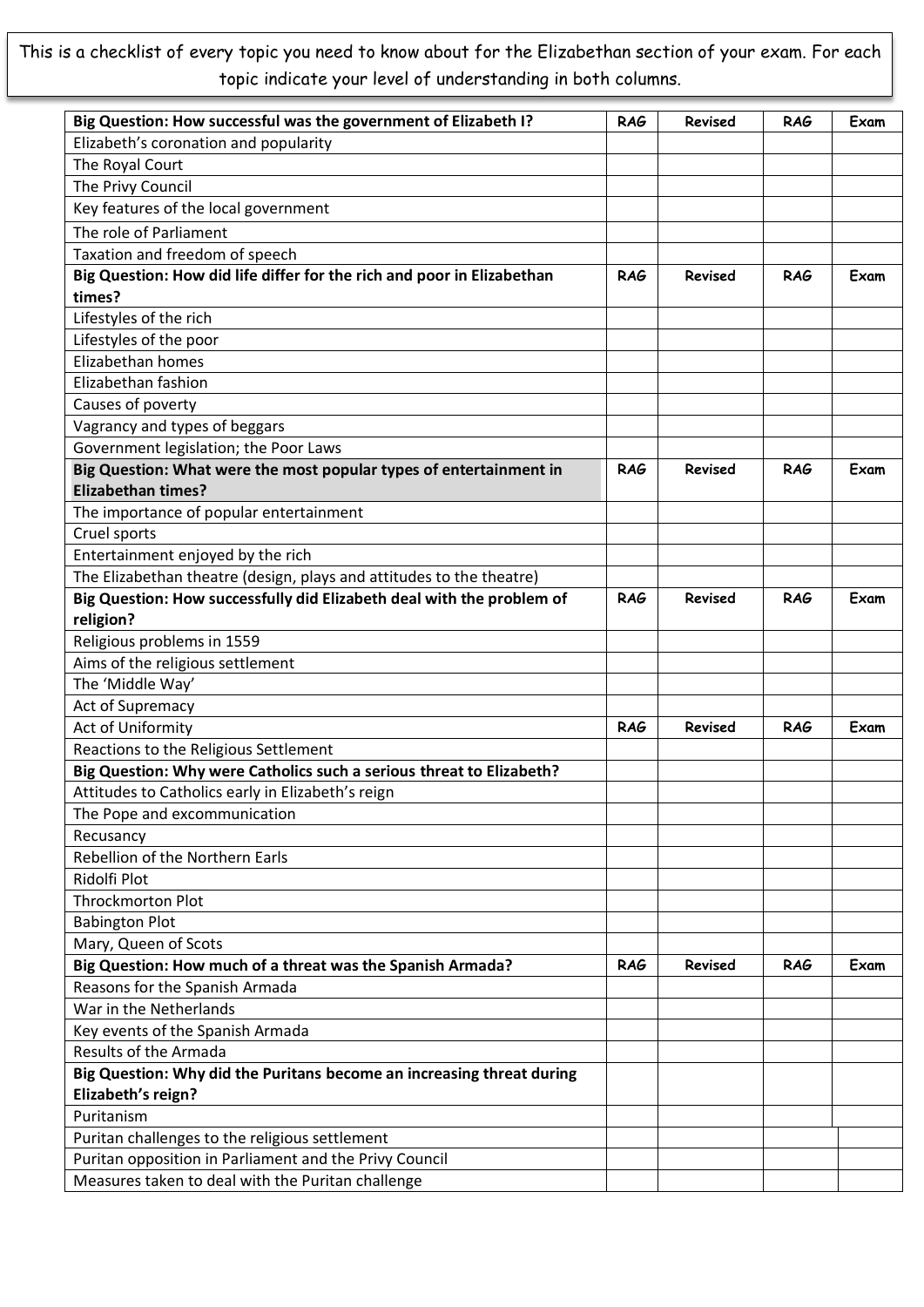This is a checklist of every topic you need to know about for the Elizabethan section of your exam. For each topic indicate your level of understanding in both columns.

| Big Question: How successful was the government of Elizabeth I? | RAG | Revised | RAG | Exam |
|---|---|---|---|---|
| Elizabeth's coronation and popularity | | | | |
| The Royal Court | | | | |
| The Privy Council | | | | |
| Key features of the local government | | | | |
| The role of Parliament | | | | |
| Taxation and freedom of speech | | | | |
| **Big Question: How did life differ for the rich and poor in Elizabethan times?** | **RAG** | **Revised** | **RAG** | **Exam** |
| Lifestyles of the rich | | | | |
| Lifestyles of the poor | | | | |
| Elizabethan homes | | | | |
| Elizabethan fashion | | | | |
| Causes of poverty | | | | |
| Vagrancy and types of beggars | | | | |
| Government legislation; the Poor Laws | | | | |
| **Big Question: What were the most popular types of entertainment in Elizabethan times?** | **RAG** | **Revised** | **RAG** | **Exam** |
| The importance of popular entertainment | | | | |
| Cruel sports | | | | |
| Entertainment enjoyed by the rich | | | | |
| The Elizabethan theatre (design, plays and attitudes to the theatre) | | | | |
| **Big Question: How successfully did Elizabeth deal with the problem of religion?** | **RAG** | **Revised** | **RAG** | **Exam** |
| Religious problems in 1559 | | | | |
| Aims of the religious settlement | | | | |
| The 'Middle Way' | | | | |
| Act of Supremacy | | | | |
| Act of Uniformity | **RAG** | **Revised** | **RAG** | **Exam** |
| Reactions to the Religious Settlement | | | | |
| **Big Question: Why were Catholics such a serious threat to Elizabeth?** | | | | |
| Attitudes to Catholics early in Elizabeth's reign | | | | |
| The Pope and excommunication | | | | |
| Recusancy | | | | |
| Rebellion of the Northern Earls | | | | |
| Ridolfi Plot | | | | |
| Throckmorton Plot | | | | |
| Babington Plot | | | | |
| Mary, Queen of Scots | | | | |
| **Big Question: How much of a threat was the Spanish Armada?** | **RAG** | **Revised** | **RAG** | **Exam** |
| Reasons for the Spanish Armada | | | | |
| War in the Netherlands | | | | |
| Key events of the Spanish Armada | | | | |
| Results of the Armada | | | | |
| **Big Question: Why did the Puritans become an increasing threat during Elizabeth's reign?** | | | | |
| Puritanism | | | | |
| Puritan challenges to the religious settlement | | | | |
| Puritan opposition in Parliament and the Privy Council | | | | |
| Measures taken to deal with the Puritan challenge | | | | |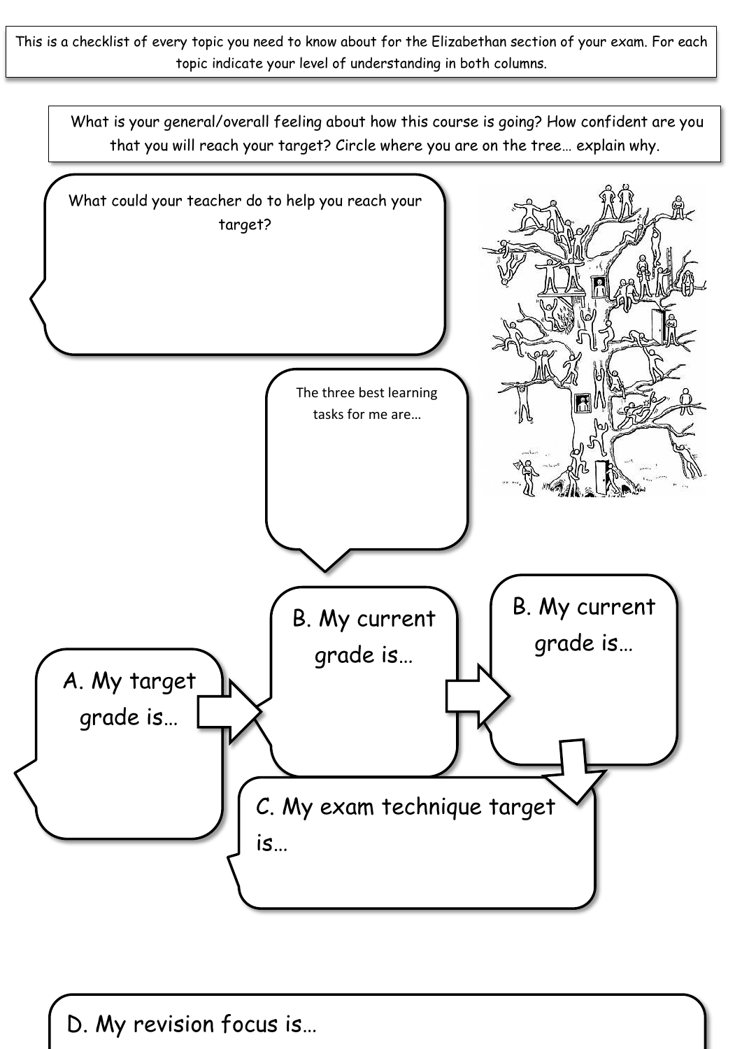This is a checklist of every topic you need to know about for the Elizabethan section of your exam. For each topic indicate your level of understanding in both columns.

What is your general/overall feeling about how this course is going? How confident are you that you will reach your target? Circle where you are on the tree… explain why.

What could your teacher do to help you reach your target?

The three best learning tasks for me are…

A. My target grade is…

B. My current grade is…

B. My current grade is…

C. My exam technique target is…

D. My revision focus is…